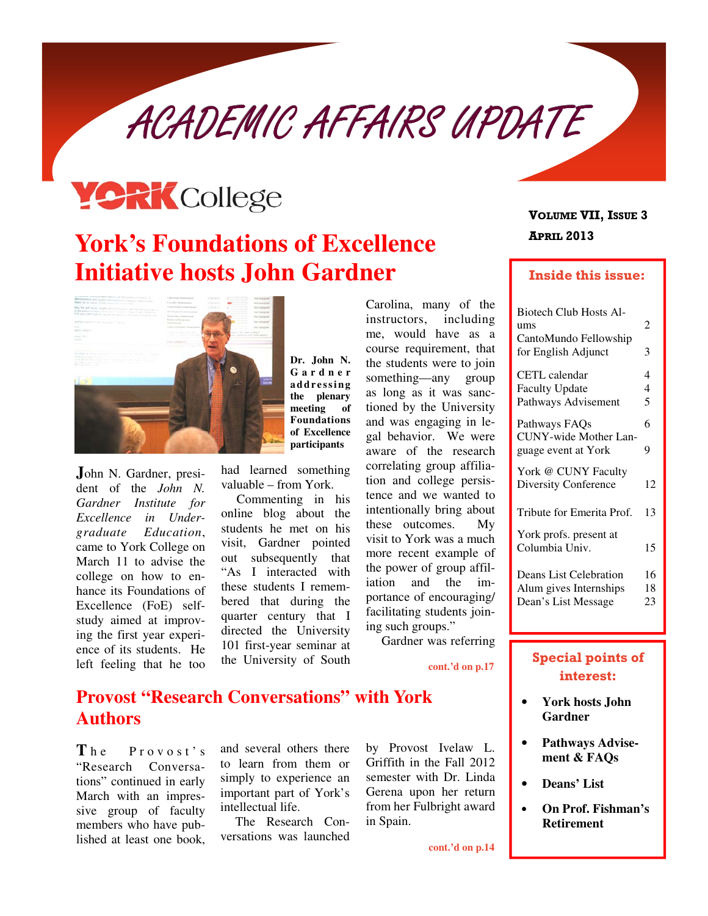# ACADEMIC AFFAIRS UPDATE

YORK College

**VOLUME VII, ISSUE 3**
**APRIL 2013**

## York's Foundations of Excellence Initiative hosts John Gardner

**Dr. John N. Gardner addressing the plenary meeting of Foundations of Excellence participants**

John N. Gardner, president of the *John N. Gardner Institute for Excellence in Undergraduate Education*, came to York College on March 11 to advise the college on how to enhance its Foundations of Excellence (FoE) self-study aimed at improving the first year experience of its students. He left feeling that he too had learned something valuable – from York.

Commenting in his online blog about the students he met on his visit, Gardner pointed out subsequently that "As I interacted with these students I remembered that during the quarter century that I directed the University 101 first-year seminar at the University of South Carolina, many of the instructors, including me, would have as a course requirement, that the students were to join something—any group as long as it was sanctioned by the University and was engaging in legal behavior. We were aware of the research correlating group affiliation and college persistence and we wanted to intentionally bring about these outcomes. My visit to York was a much more recent example of the power of group affiliation and the importance of encouraging/facilitating students joining such groups."

Gardner was referring

cont.'d on p.17

## Provost "Research Conversations" with York Authors

The Provost's "Research Conversations" continued in early March with an impressive group of faculty members who have published at least one book, and several others there to learn from them or simply to experience an important part of York's intellectual life.

The Research Conversations was launched by Provost Ivelaw L. Griffith in the Fall 2012 semester with Dr. Linda Gerena upon her return from her Fulbright award in Spain.

cont.'d on p.14

### Inside this issue:

| | |
|---|---|
| Biotech Club Hosts Alums | 2 |
| CantoMundo Fellowship for English Adjunct | 3 |
| CETL calendar | 4 |
| Faculty Update | 4 |
| Pathways Advisement | 5 |
| Pathways FAQs | 6 |
| CUNY-wide Mother Language event at York | 9 |
| York @ CUNY Faculty Diversity Conference | 12 |
| Tribute for Emerita Prof. | 13 |
| York profs. present at Columbia Univ. | 15 |
| Deans List Celebration | 16 |
| Alum gives Internships | 18 |
| Dean's List Message | 23 |

### Special points of interest:

- **York hosts John Gardner**
- **Pathways Advisement & FAQs**
- **Deans' List**
- **On Prof. Fishman's Retirement**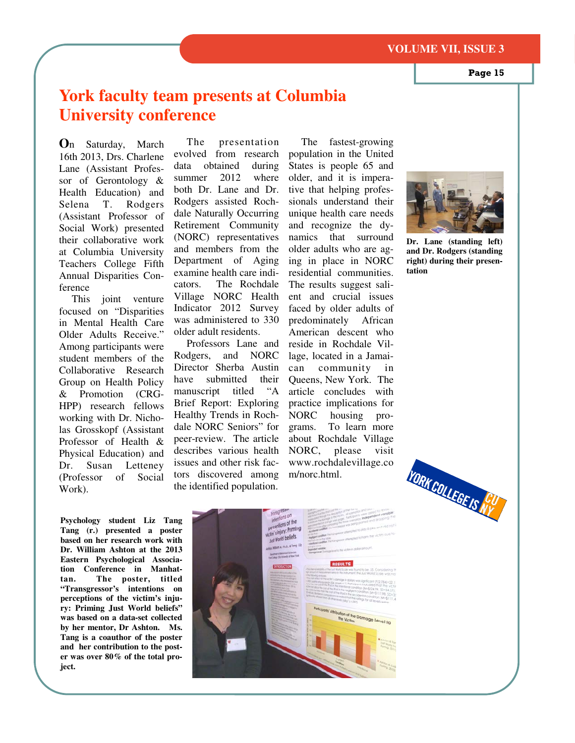# York faculty team presents at Columbia University conference

On Saturday, March 16th 2013, Drs. Charlene Lane (Assistant Professor of Gerontology & Health Education) and Selena T. Rodgers (Assistant Professor of Social Work) presented their collaborative work at Columbia University Teachers College Fifth Annual Disparities Conference

This joint venture focused on "Disparities in Mental Health Care Older Adults Receive." Among participants were student members of the Collaborative Research Group on Health Policy & Promotion (CRG-HPP) research fellows working with Dr. Nicholas Grosskopf (Assistant Professor of Health & Physical Education) and Dr. Susan Letteney (Professor of Social Work).

The presentation evolved from research data obtained during summer 2012 where both Dr. Lane and Dr. Rodgers assisted Rochdale Naturally Occurring Retirement Community (NORC) representatives and members from the Department of Aging examine health care indicators. The Rochdale Village NORC Health Indicator 2012 Survey was administered to 330 older adult residents.

Professors Lane and Rodgers, and NORC Director Sherba Austin have submitted their manuscript titled "A Brief Report: Exploring Healthy Trends in Rochdale NORC Seniors" for peer-review. The article describes various health issues and other risk factors discovered among the identified population.

The fastest-growing population in the United States is people 65 and older, and it is imperative that helping professionals understand their unique health care needs and recognize the dynamics that surround older adults who are aging in place in NORC residential communities. The results suggest salient and crucial issues faced by older adults of predominately African American descent who reside in Rochdale Village, located in a Jamaican community in Queens, New York. The article concludes with practice implications for NORC housing programs. To learn more about Rochdale Village NORC, please visit www.rochdalevillage.com/norc.html.

**Dr. Lane (standing left) and Dr. Rodgers (standing right) during their presentation**

YORK COLLEGE IS CUNY

**Psychology student Liz Tang Tang (r.) presented a poster based on her research work with Dr. William Ashton at the 2013 Eastern Psychological Association Conference in Manhattan. The poster, titled "Transgressor's intentions on perceptions of the victim's injury: Priming Just World beliefs" was based on a data-set collected by her mentor, Dr Ashton. Ms. Tang is a coauthor of the poster and her contribution to the poster was over 80% of the total project.**